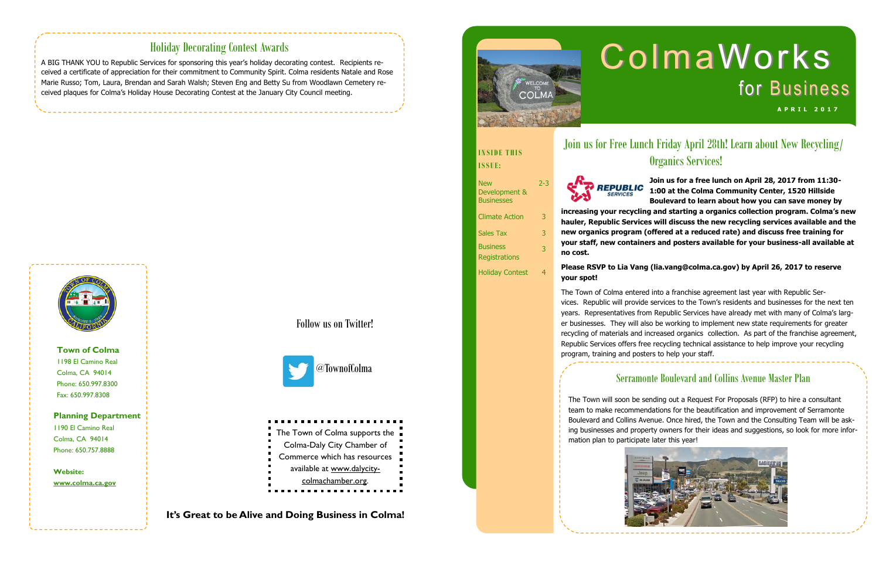# ColmaWorks for Business

APRIL 2017

## Join us for Free Lunch Friday April 28th! Learn about New Recycling/ Organics Services!

**Join us for a free lunch on April 28, 2017 from 11:30-1:00 at the Colma Community Center, 1520 Hillside Boulevard to learn about how you can save money by increasing your recycling and starting a organics collection program. Colma's new hauler, Republic Services, will discuss the new recycling services available and the new organics program (offered at a reduced rate) and discuss free training for your staff, new containers and posters available for your business-all available at no cost.**

**Please RSVP to Lia Vang (lia.vang@colma.ca.gov) by April 26, 2017 to reserve your spot!**

The Town of Colma entered into a franchise agreement last year with Republic Services. Republic will provide services to the Town's residents and businesses for the next ten years. Representatives from Republic Services have already met with many of Colma's larger businesses. They will also be working to implement new state requirements for greater recycling of materials and increased organics collection. As part of the franchise agreement, Republic Services offers free recycling technical assistance to help improve your recycling program, training and posters to help your staff.

## Serramonte Boulevard and Collins Avenue Master Plan

The Town will soon be sending out a Request For Proposals (RFP) to hire a consultant team to make recommendations for the beautification and improvement of Serramonte Boulevard and Collins Avenue. Once hired, the Town and the Consulting Team will be asking businesses and property owners for their ideas and suggestions, so look for more information plan to participate later this year!

### INSIDE THIS ISSUE:

| | |
|---|---|
| New Development & Businesses | 2-3 |
| Climate Action | 3 |
| Sales Tax | 3 |
| Business Registrations | 3 |
| Holiday Contest | 4 |

## Holiday Decorating Contest Awards

A BIG THANK YOU to Republic Services for sponsoring this year's holiday decorating contest. Recipients received a certificate of appreciation for their commitment to Community Spirit. Colma residents Natale and Rose Marie Russo; Tom, Laura, Brendan and Sarah Walsh; Steven Eng and Betty Su from Woodlawn Cemetery received plaques for Colma's Holiday House Decorating Contest at the January City Council meeting.

**Town of Colma**
1198 El Camino Real
Colma, CA 94014
Phone: 650.997.8300
Fax: 650.997.8308

**Planning Department**
1190 El Camino Real
Colma, CA 94014
Phone: 650.757.8888

**Website:**
**www.colma.ca.gov**

Follow us on Twitter!

@TownofColma

The Town of Colma supports the Colma-Daly City Chamber of Commerce which has resources available at www.dalycity-colmachamber.org.

**It's Great to be Alive and Doing Business in Colma!**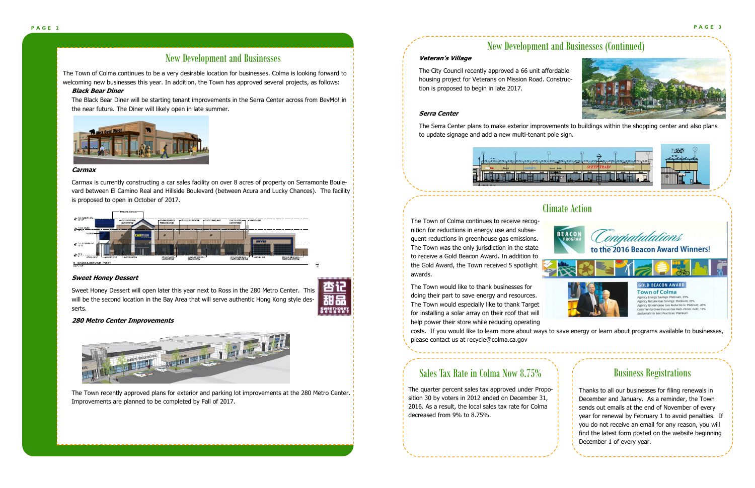## New Development and Businesses

The Town of Colma continues to be a very desirable location for businesses. Colma is looking forward to welcoming new businesses this year. In addition, the Town has approved several projects, as follows:

***Black Bear Diner***

The Black Bear Diner will be starting tenant improvements in the Serra Center across from BevMo! in the near future. The Diner will likely open in late summer.

***Carmax***

Carmax is currently constructing a car sales facility on over 8 acres of property on Serramonte Boulevard between El Camino Real and Hillside Boulevard (between Acura and Lucky Chances). The facility is proposed to open in October of 2017.

***Sweet Honey Dessert***

Sweet Honey Dessert will open later this year next to Ross in the 280 Metro Center. This will be the second location in the Bay Area that will serve authentic Hong Kong style desserts.

***280 Metro Center Improvements***

The Town recently approved plans for exterior and parking lot improvements at the 280 Metro Center. Improvements are planned to be completed by Fall of 2017.

## New Development and Businesses (Continued)

***Veteran's Village***

The City Council recently approved a 66 unit affordable housing project for Veterans on Mission Road. Construction is proposed to begin in late 2017.

***Serra Center***

The Serra Center plans to make exterior improvements to buildings within the shopping center and also plans to update signage and add a new multi-tenant pole sign.

## Climate Action

The Town of Colma continues to receive recognition for reductions in energy use and subsequent reductions in greenhouse gas emissions. The Town was the only jurisdiction in the state to receive a Gold Beacon Award. In addition to the Gold Award, the Town received 5 spotlight awards.

The Town would like to thank businesses for doing their part to save energy and resources. The Town would especially like to thank Target for installing a solar array on their roof that will help power their store while reducing operating costs. If you would like to learn more about ways to save energy or learn about programs available to businesses, please contact us at recycle@colma.ca.gov

## Sales Tax Rate in Colma Now 8.75%

The quarter percent sales tax approved under Proposition 30 by voters in 2012 ended on December 31, 2016. As a result, the local sales tax rate for Colma decreased from 9% to 8.75%.

## Business Registrations

Thanks to all our businesses for filing renewals in December and January. As a reminder, the Town sends out emails at the end of November of every year for renewal by February 1 to avoid penalties. If you do not receive an email for any reason, you will find the latest form posted on the website beginning December 1 of every year.